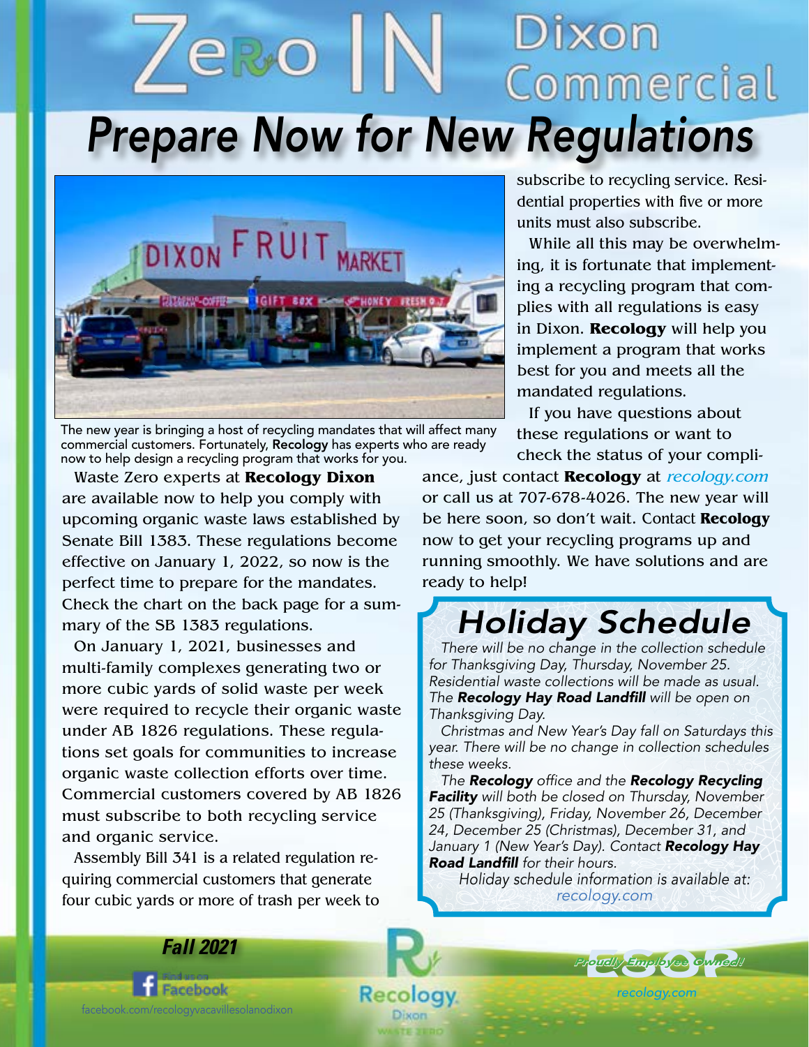# Zero IN Dixon Commercial

# Prepare Now for New Regulations

The new year is bringing a host of recycling mandates that will affect many commercial customers. Fortunately, **Recology** has experts who are ready now to help design a recycling program that works for you.

Waste Zero experts at **Recology Dixon** are available now to help you comply with upcoming organic waste laws established by Senate Bill 1383. These regulations become effective on January 1, 2022, so now is the perfect time to prepare for the mandates. Check the chart on the back page for a summary of the SB 1383 regulations.

On January 1, 2021, businesses and multi-family complexes generating two or more cubic yards of solid waste per week were required to recycle their organic waste under AB 1826 regulations. These regulations set goals for communities to increase organic waste collection efforts over time. Commercial customers covered by AB 1826 must subscribe to both recycling service and organic service.

Assembly Bill 341 is a related regulation requiring commercial customers that generate four cubic yards or more of trash per week to subscribe to recycling service. Residential properties with five or more units must also subscribe.

While all this may be overwhelming, it is fortunate that implementing a recycling program that complies with all regulations is easy in Dixon. **Recology** will help you implement a program that works best for you and meets all the mandated regulations.

If you have questions about these regulations or want to check the status of your compliance, just contact **Recology** at *recology.com* or call us at 707-678-4026. The new year will be here soon, so don't wait. Contact **Recology** now to get your recycling programs up and running smoothly. We have solutions and are ready to help!

## Holiday Schedule

*There will be no change in the collection schedule for Thanksgiving Day, Thursday, November 25. Residential waste collections will be made as usual. The **Recology Hay Road Landfill** will be open on Thanksgiving Day.*

*Christmas and New Year's Day fall on Saturdays this year. There will be no change in collection schedules these weeks.*

*The **Recology** office and the **Recology Recycling Facility** will both be closed on Thursday, November 25 (Thanksgiving), Friday, November 26, December 24, December 25 (Christmas), December 31, and January 1 (New Year's Day). Contact **Recology Hay Road Landfill** for their hours.*

*Holiday schedule information is available at: recology.com*

***Fall 2021***

Find us on Facebook
facebook.com/recologyvacavillesolanodixon

Recology Dixon WASTE ZERO

ESOP Proudly Employee Owned!

recology.com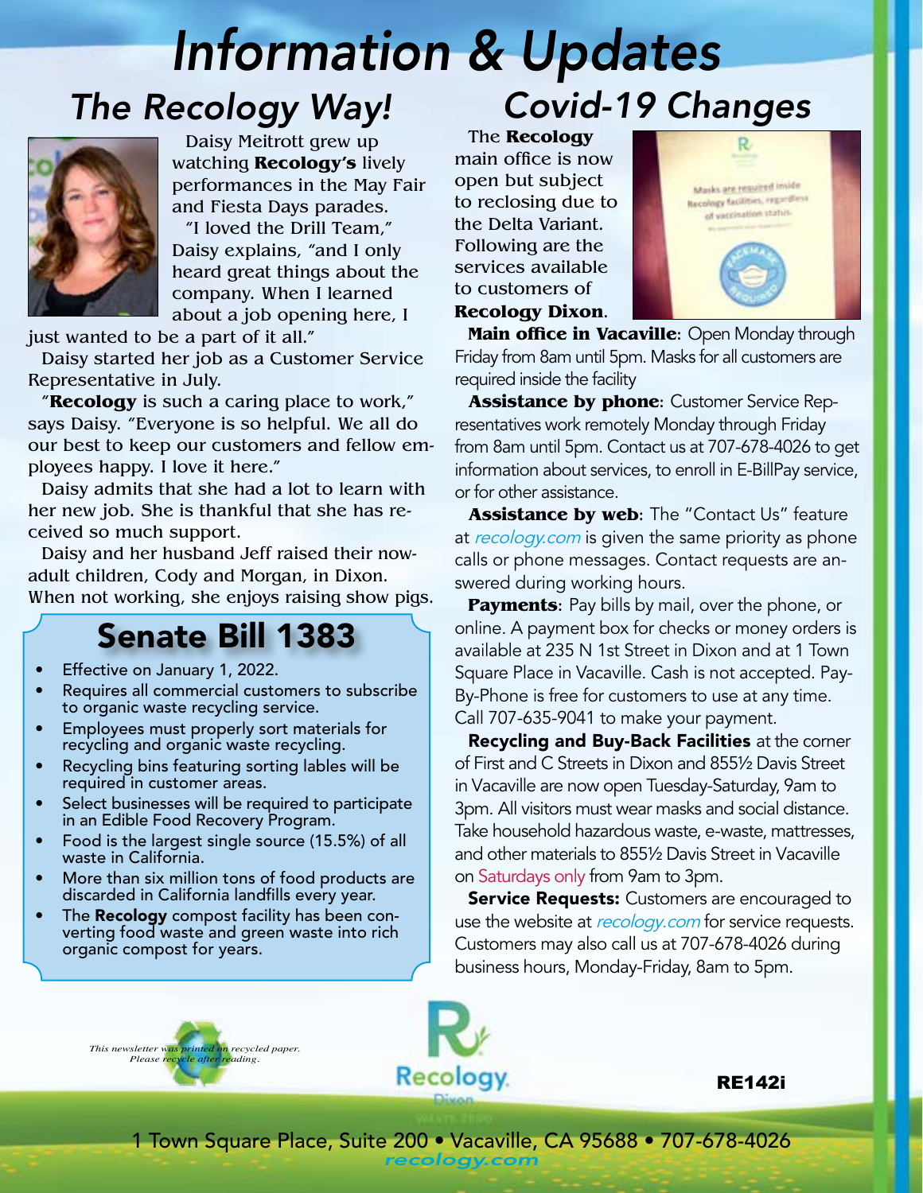# Information & Updates

## The Recology Way!

Daisy Meitrott grew up watching **Recology's** lively performances in the May Fair and Fiesta Days parades.

"I loved the Drill Team," Daisy explains, "and I only heard great things about the company. When I learned about a job opening here, I just wanted to be a part of it all."

Daisy started her job as a Customer Service Representative in July.

"**Recology** is such a caring place to work," says Daisy. "Everyone is so helpful. We all do our best to keep our customers and fellow employees happy. I love it here."

Daisy admits that she had a lot to learn with her new job. She is thankful that she has received so much support.

Daisy and her husband Jeff raised their now-adult children, Cody and Morgan, in Dixon. When not working, she enjoys raising show pigs.

## Senate Bill 1383

- Effective on January 1, 2022.
- Requires all commercial customers to subscribe to organic waste recycling service.
- Employees must properly sort materials for recycling and organic waste recycling.
- Recycling bins featuring sorting lables will be required in customer areas.
- Select businesses will be required to participate in an Edible Food Recovery Program.
- Food is the largest single source (15.5%) of all waste in California.
- More than six million tons of food products are discarded in California landfills every year.
- The **Recology** compost facility has been converting food waste and green waste into rich organic compost for years.

## Covid-19 Changes

The **Recology** main office is now open but subject to reclosing due to the Delta Variant. Following are the services available to customers of **Recology Dixon**.

**Main office in Vacaville**: Open Monday through Friday from 8am until 5pm. Masks for all customers are required inside the facility

**Assistance by phone**: Customer Service Representatives work remotely Monday through Friday from 8am until 5pm. Contact us at 707-678-4026 to get information about services, to enroll in E-BillPay service, or for other assistance.

**Assistance by web**: The "Contact Us" feature at *recology.com* is given the same priority as phone calls or phone messages. Contact requests are answered during working hours.

**Payments**: Pay bills by mail, over the phone, or online. A payment box for checks or money orders is available at 235 N 1st Street in Dixon and at 1 Town Square Place in Vacaville. Cash is not accepted. Pay-By-Phone is free for customers to use at any time. Call 707-635-9041 to make your payment.

**Recycling and Buy-Back Facilities** at the corner of First and C Streets in Dixon and 855½ Davis Street in Vacaville are now open Tuesday-Saturday, 9am to 3pm. All visitors must wear masks and social distance. Take household hazardous waste, e-waste, mattresses, and other materials to 855½ Davis Street in Vacaville on Saturdays only from 9am to 3pm.

**Service Requests:** Customers are encouraged to use the website at *recology.com* for service requests. Customers may also call us at 707-678-4026 during business hours, Monday-Friday, 8am to 5pm.

*This newsletter was printed on recycled paper. Please recycle after reading.*

Recology Dixon

RE142i

1 Town Square Place, Suite 200 • Vacaville, CA 95688 • 707-678-4026
*recology.com*